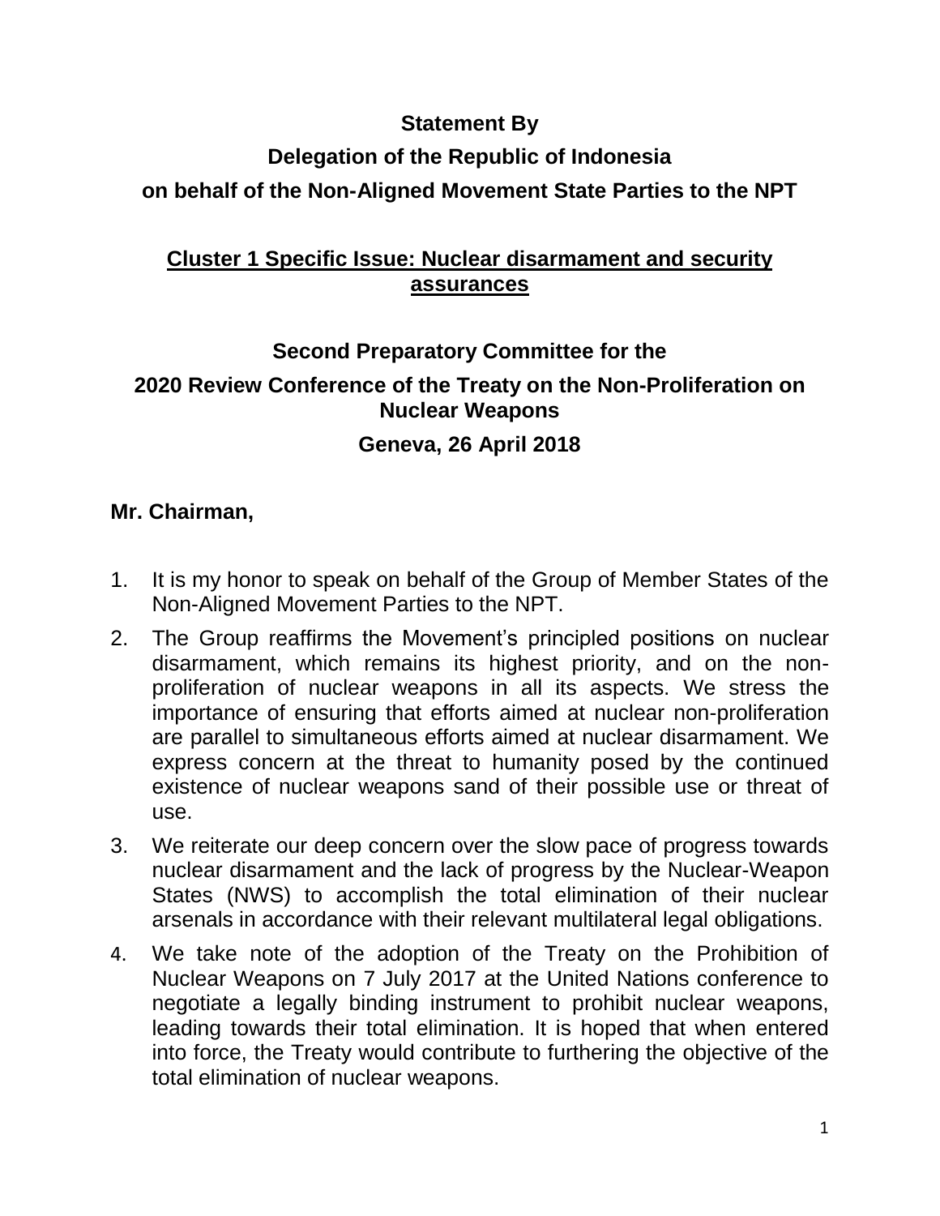**Statement By**

**Delegation of the Republic of Indonesia**

**on behalf of the Non-Aligned Movement State Parties to the NPT**

**Cluster 1 Specific Issue: Nuclear disarmament and security assurances**

**Second Preparatory Committee for the**

**2020 Review Conference of the Treaty on the Non-Proliferation on Nuclear Weapons**

**Geneva, 26 April 2018**

**Mr. Chairman,**

1. It is my honor to speak on behalf of the Group of Member States of the Non-Aligned Movement Parties to the NPT.
2. The Group reaffirms the Movement's principled positions on nuclear disarmament, which remains its highest priority, and on the non-proliferation of nuclear weapons in all its aspects. We stress the importance of ensuring that efforts aimed at nuclear non-proliferation are parallel to simultaneous efforts aimed at nuclear disarmament. We express concern at the threat to humanity posed by the continued existence of nuclear weapons sand of their possible use or threat of use.
3. We reiterate our deep concern over the slow pace of progress towards nuclear disarmament and the lack of progress by the Nuclear-Weapon States (NWS) to accomplish the total elimination of their nuclear arsenals in accordance with their relevant multilateral legal obligations.
4. We take note of the adoption of the Treaty on the Prohibition of Nuclear Weapons on 7 July 2017 at the United Nations conference to negotiate a legally binding instrument to prohibit nuclear weapons, leading towards their total elimination. It is hoped that when entered into force, the Treaty would contribute to furthering the objective of the total elimination of nuclear weapons.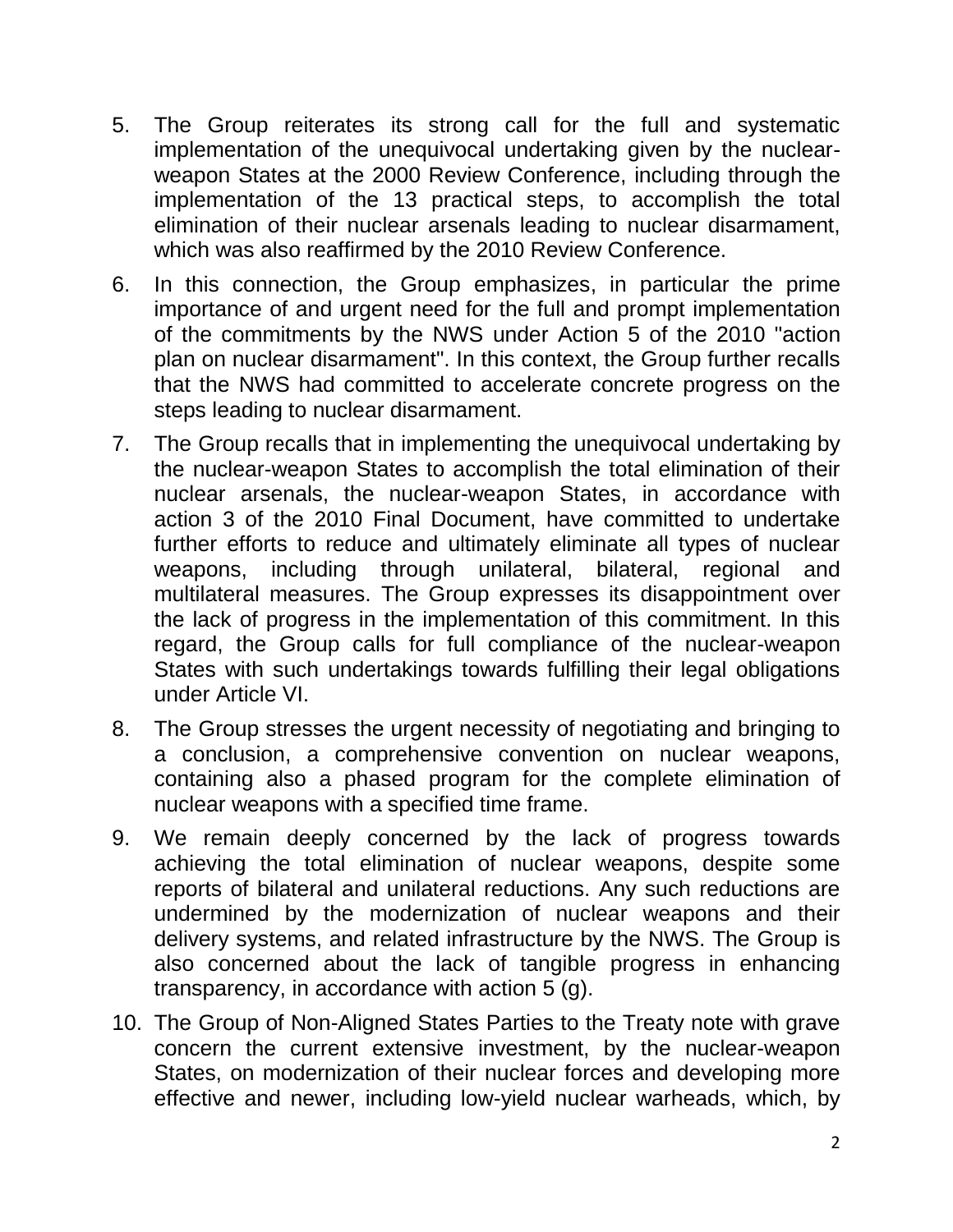5. The Group reiterates its strong call for the full and systematic implementation of the unequivocal undertaking given by the nuclear-weapon States at the 2000 Review Conference, including through the implementation of the 13 practical steps, to accomplish the total elimination of their nuclear arsenals leading to nuclear disarmament, which was also reaffirmed by the 2010 Review Conference.

6. In this connection, the Group emphasizes, in particular the prime importance of and urgent need for the full and prompt implementation of the commitments by the NWS under Action 5 of the 2010 "action plan on nuclear disarmament". In this context, the Group further recalls that the NWS had committed to accelerate concrete progress on the steps leading to nuclear disarmament.

7. The Group recalls that in implementing the unequivocal undertaking by the nuclear-weapon States to accomplish the total elimination of their nuclear arsenals, the nuclear-weapon States, in accordance with action 3 of the 2010 Final Document, have committed to undertake further efforts to reduce and ultimately eliminate all types of nuclear weapons, including through unilateral, bilateral, regional and multilateral measures. The Group expresses its disappointment over the lack of progress in the implementation of this commitment. In this regard, the Group calls for full compliance of the nuclear-weapon States with such undertakings towards fulfilling their legal obligations under Article VI.

8. The Group stresses the urgent necessity of negotiating and bringing to a conclusion, a comprehensive convention on nuclear weapons, containing also a phased program for the complete elimination of nuclear weapons with a specified time frame.

9. We remain deeply concerned by the lack of progress towards achieving the total elimination of nuclear weapons, despite some reports of bilateral and unilateral reductions. Any such reductions are undermined by the modernization of nuclear weapons and their delivery systems, and related infrastructure by the NWS. The Group is also concerned about the lack of tangible progress in enhancing transparency, in accordance with action 5 (g).

10. The Group of Non-Aligned States Parties to the Treaty note with grave concern the current extensive investment, by the nuclear-weapon States, on modernization of their nuclear forces and developing more effective and newer, including low-yield nuclear warheads, which, by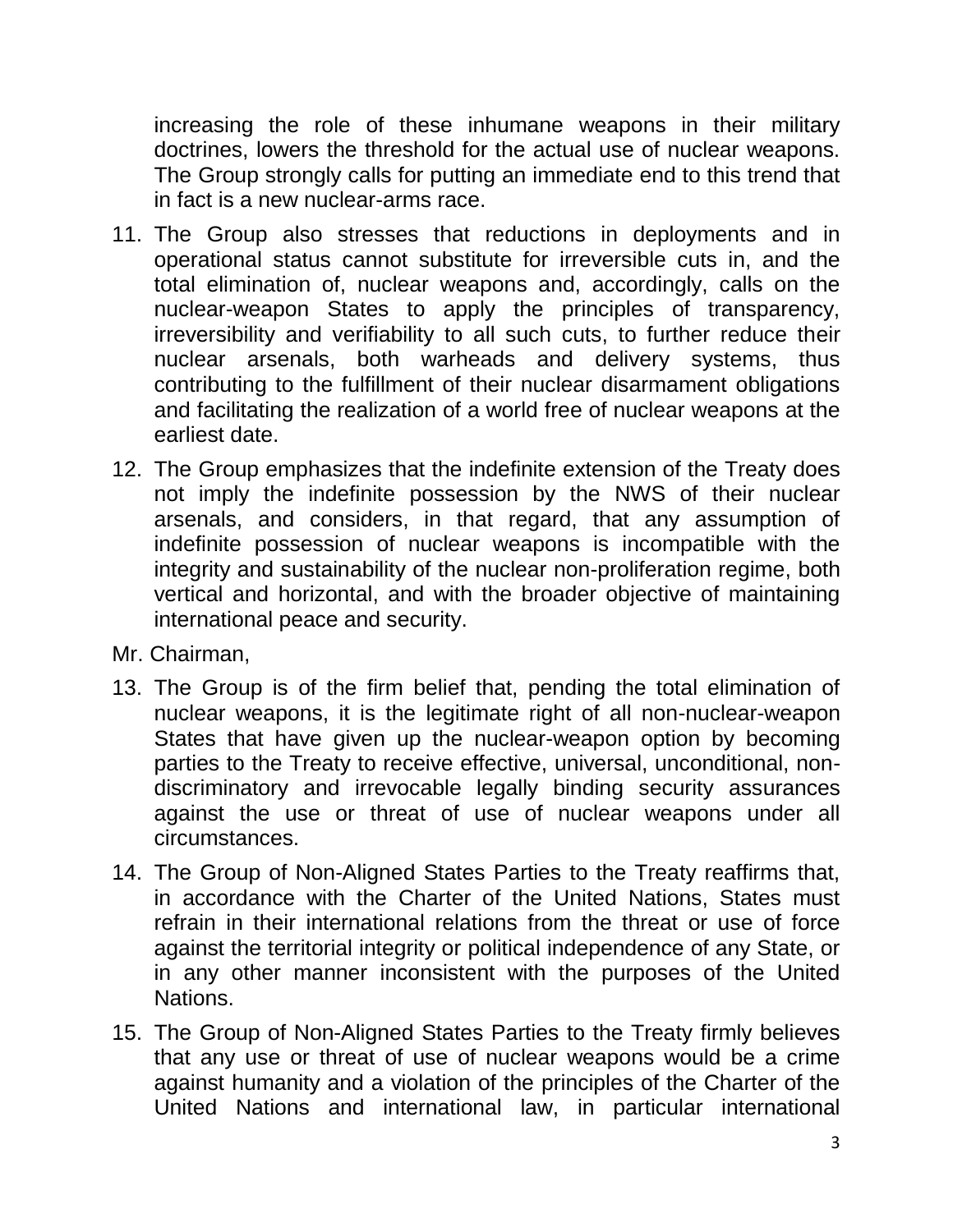increasing the role of these inhumane weapons in their military doctrines, lowers the threshold for the actual use of nuclear weapons. The Group strongly calls for putting an immediate end to this trend that in fact is a new nuclear-arms race.

11. The Group also stresses that reductions in deployments and in operational status cannot substitute for irreversible cuts in, and the total elimination of, nuclear weapons and, accordingly, calls on the nuclear-weapon States to apply the principles of transparency, irreversibility and verifiability to all such cuts, to further reduce their nuclear arsenals, both warheads and delivery systems, thus contributing to the fulfillment of their nuclear disarmament obligations and facilitating the realization of a world free of nuclear weapons at the earliest date.
12. The Group emphasizes that the indefinite extension of the Treaty does not imply the indefinite possession by the NWS of their nuclear arsenals, and considers, in that regard, that any assumption of indefinite possession of nuclear weapons is incompatible with the integrity and sustainability of the nuclear non-proliferation regime, both vertical and horizontal, and with the broader objective of maintaining international peace and security.

Mr. Chairman,

13. The Group is of the firm belief that, pending the total elimination of nuclear weapons, it is the legitimate right of all non-nuclear-weapon States that have given up the nuclear-weapon option by becoming parties to the Treaty to receive effective, universal, unconditional, non-discriminatory and irrevocable legally binding security assurances against the use or threat of use of nuclear weapons under all circumstances.
14. The Group of Non-Aligned States Parties to the Treaty reaffirms that, in accordance with the Charter of the United Nations, States must refrain in their international relations from the threat or use of force against the territorial integrity or political independence of any State, or in any other manner inconsistent with the purposes of the United Nations.
15. The Group of Non-Aligned States Parties to the Treaty firmly believes that any use or threat of use of nuclear weapons would be a crime against humanity and a violation of the principles of the Charter of the United Nations and international law, in particular international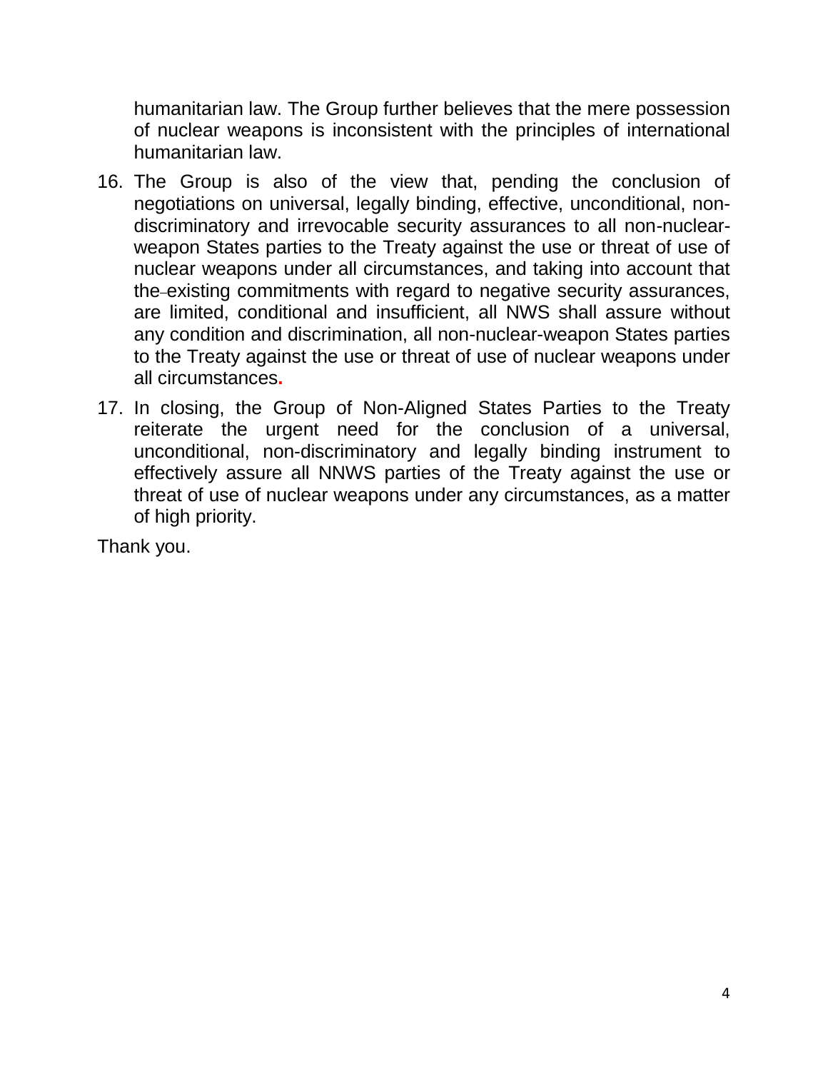humanitarian law. The Group further believes that the mere possession of nuclear weapons is inconsistent with the principles of international humanitarian law.

16. The Group is also of the view that, pending the conclusion of negotiations on universal, legally binding, effective, unconditional, non-discriminatory and irrevocable security assurances to all non-nuclear-weapon States parties to the Treaty against the use or threat of use of nuclear weapons under all circumstances, and taking into account that the existing commitments with regard to negative security assurances, are limited, conditional and insufficient, all NWS shall assure without any condition and discrimination, all non-nuclear-weapon States parties to the Treaty against the use or threat of use of nuclear weapons under all circumstances.

17. In closing, the Group of Non-Aligned States Parties to the Treaty reiterate the urgent need for the conclusion of a universal, unconditional, non-discriminatory and legally binding instrument to effectively assure all NNWS parties of the Treaty against the use or threat of use of nuclear weapons under any circumstances, as a matter of high priority.

Thank you.